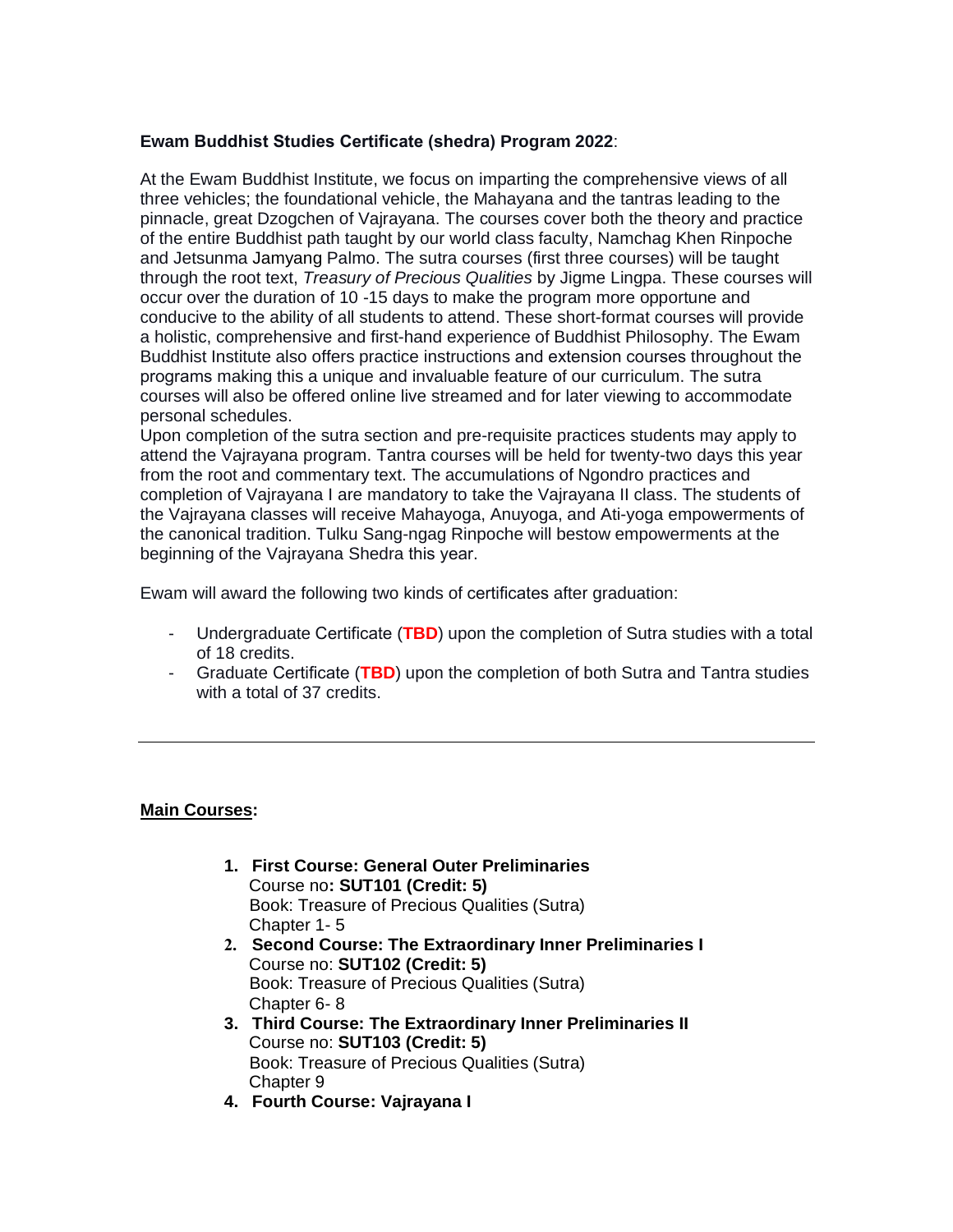**Ewam Buddhist Studies Certificate (shedra) Program 2022**:

At the Ewam Buddhist Institute, we focus on imparting the comprehensive views of all three vehicles; the foundational vehicle, the Mahayana and the tantras leading to the pinnacle, great Dzogchen of Vajrayana. The courses cover both the theory and practice of the entire Buddhist path taught by our world class faculty, Namchag Khen Rinpoche and Jetsunma Jamyang Palmo. The sutra courses (first three courses) will be taught through the root text, *Treasury of Precious Qualities* by Jigme Lingpa. These courses will occur over the duration of 10 -15 days to make the program more opportune and conducive to the ability of all students to attend. These short-format courses will provide a holistic, comprehensive and first-hand experience of Buddhist Philosophy. The Ewam Buddhist Institute also offers practice instructions and extension courses throughout the programs making this a unique and invaluable feature of our curriculum. The sutra courses will also be offered online live streamed and for later viewing to accommodate personal schedules.

Upon completion of the sutra section and pre-requisite practices students may apply to attend the Vajrayana program. Tantra courses will be held for twenty-two days this year from the root and commentary text. The accumulations of Ngondro practices and completion of Vajrayana I are mandatory to take the Vajrayana II class. The students of the Vajrayana classes will receive Mahayoga, Anuyoga, and Ati-yoga empowerments of the canonical tradition. Tulku Sang-ngag Rinpoche will bestow empowerments at the beginning of the Vajrayana Shedra this year.

Ewam will award the following two kinds of certificates after graduation:

- Undergraduate Certificate (**TBD**) upon the completion of Sutra studies with a total of 18 credits.
- Graduate Certificate (**TBD**) upon the completion of both Sutra and Tantra studies with a total of 37 credits.

---

**Main Courses:**

1. **First Course: General Outer Preliminaries**
   Course no**: SUT101 (Credit: 5)**
   Book: Treasure of Precious Qualities (Sutra)
   Chapter 1- 5
2. **Second Course: The Extraordinary Inner Preliminaries I**
   Course no: **SUT102 (Credit: 5)**
   Book: Treasure of Precious Qualities (Sutra)
   Chapter 6- 8
3. **Third Course: The Extraordinary Inner Preliminaries II**
   Course no: **SUT103 (Credit: 5)**
   Book: Treasure of Precious Qualities (Sutra)
   Chapter 9
4. **Fourth Course: Vajrayana I**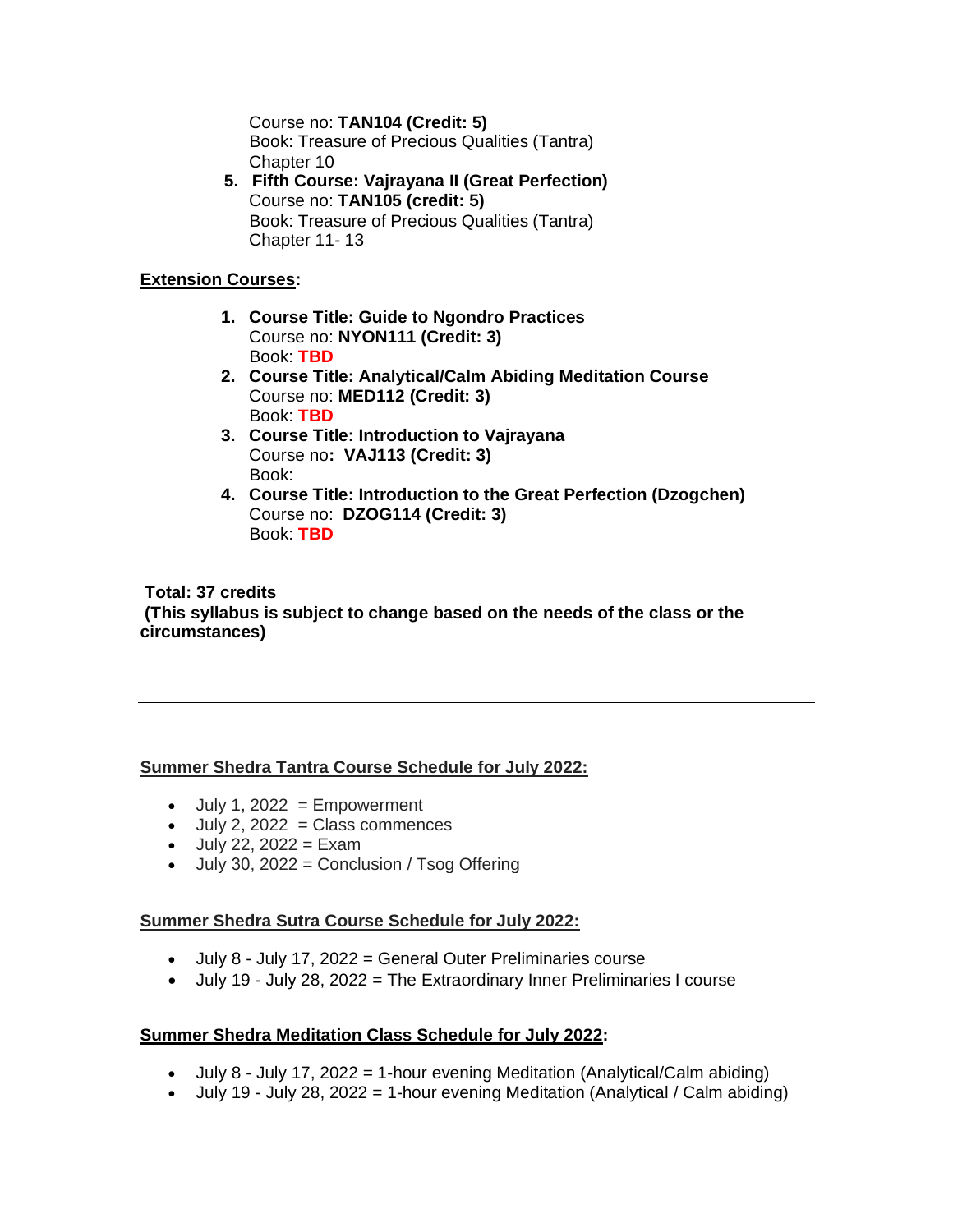Course no: **TAN104 (Credit: 5)**
Book: Treasure of Precious Qualities (Tantra)
Chapter 10

5. **Fifth Course: Vajrayana II (Great Perfection)**
   Course no: **TAN105 (credit: 5)**
   Book: Treasure of Precious Qualities (Tantra)
   Chapter 11- 13

**Extension Courses:**

1. **Course Title: Guide to Ngondro Practices**
   Course no: **NYON111 (Credit: 3)**
   Book: **TBD**
2. **Course Title: Analytical/Calm Abiding Meditation Course**
   Course no: **MED112 (Credit: 3)**
   Book: **TBD**
3. **Course Title: Introduction to Vajrayana**
   Course no**: VAJ113 (Credit: 3)**
   Book:
4. **Course Title: Introduction to the Great Perfection (Dzogchen)**
   Course no: **DZOG114 (Credit: 3)**
   Book: **TBD**

**Total: 37 credits**
**(This syllabus is subject to change based on the needs of the class or the circumstances)**

---

**Summer Shedra Tantra Course Schedule for July 2022:**

- July 1, 2022 = Empowerment
- July 2, 2022 = Class commences
- July 22, 2022 = Exam
- July 30, 2022 = Conclusion / Tsog Offering

**Summer Shedra Sutra Course Schedule for July 2022:**

- July 8 - July 17, 2022 = General Outer Preliminaries course
- July 19 - July 28, 2022 = The Extraordinary Inner Preliminaries I course

**Summer Shedra Meditation Class Schedule for July 2022:**

- July 8 - July 17, 2022 = 1-hour evening Meditation (Analytical/Calm abiding)
- July 19 - July 28, 2022 = 1-hour evening Meditation (Analytical / Calm abiding)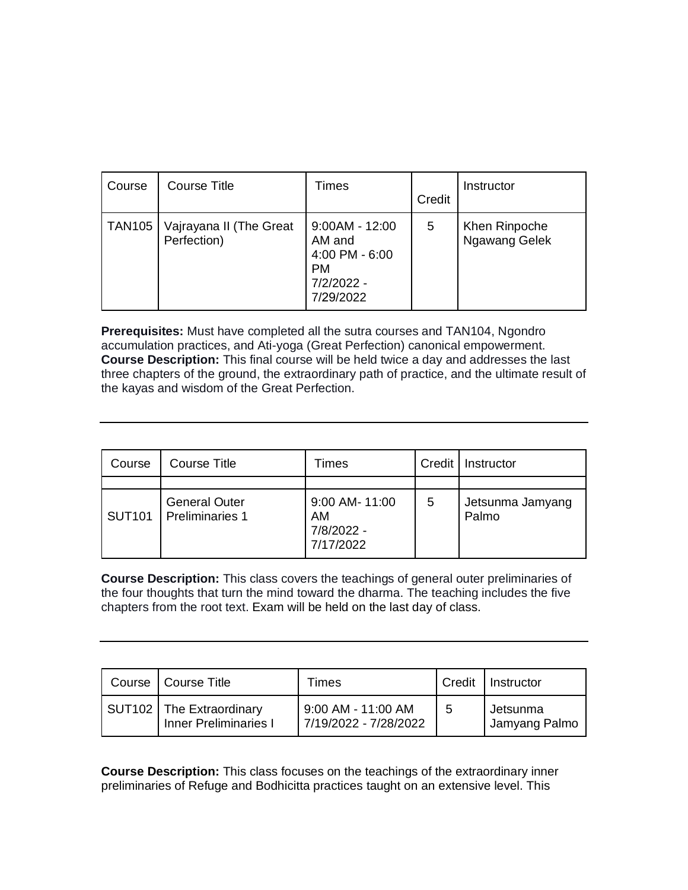| Course | Course Title | Times | Credit | Instructor |
| --- | --- | --- | --- | --- |
| TAN105 | Vajrayana II (The Great Perfection) | 9:00AM - 12:00 AM and 4:00 PM - 6:00 PM 7/2/2022 - 7/29/2022 | 5 | Khen Rinpoche Ngawang Gelek |

**Prerequisites:** Must have completed all the sutra courses and TAN104, Ngondro accumulation practices, and Ati-yoga (Great Perfection) canonical empowerment.
**Course Description:** This final course will be held twice a day and addresses the last three chapters of the ground, the extraordinary path of practice, and the ultimate result of the kayas and wisdom of the Great Perfection.

---

| Course | Course Title | Times | Credit | Instructor |
| --- | --- | --- | --- | --- |
| | | | | |
| SUT101 | General Outer Preliminaries 1 | 9:00 AM- 11:00 AM 7/8/2022 - 7/17/2022 | 5 | Jetsunma Jamyang Palmo |

**Course Description:** This class covers the teachings of general outer preliminaries of the four thoughts that turn the mind toward the dharma. The teaching includes the five chapters from the root text. Exam will be held on the last day of class.

---

| Course | Course Title | Times | Credit | Instructor |
| --- | --- | --- | --- | --- |
| SUT102 | The Extraordinary Inner Preliminaries I | 9:00 AM - 11:00 AM 7/19/2022 - 7/28/2022 | 5 | Jetsunma Jamyang Palmo |

**Course Description:** This class focuses on the teachings of the extraordinary inner preliminaries of Refuge and Bodhicitta practices taught on an extensive level. This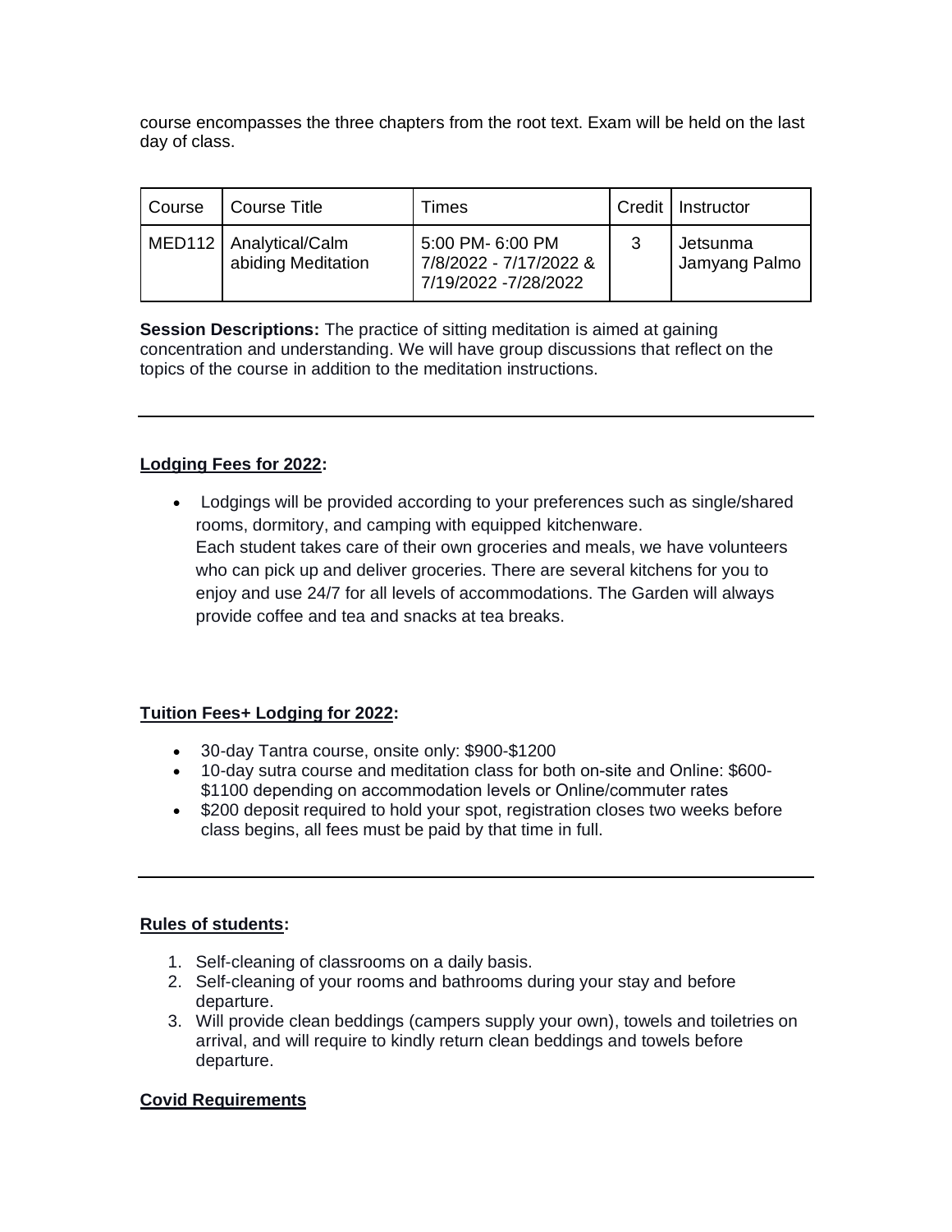course encompasses the three chapters from the root text. Exam will be held on the last day of class.

| Course | Course Title | Times | Credit | Instructor |
|---|---|---|---|---|
| MED112 | Analytical/Calm abiding Meditation | 5:00 PM- 6:00 PM 7/8/2022 - 7/17/2022 & 7/19/2022 -7/28/2022 | 3 | Jetsunma Jamyang Palmo |

**Session Descriptions:** The practice of sitting meditation is aimed at gaining concentration and understanding. We will have group discussions that reflect on the topics of the course in addition to the meditation instructions.

---

**Lodging Fees for 2022:**

- Lodgings will be provided according to your preferences such as single/shared rooms, dormitory, and camping with equipped kitchenware.
  Each student takes care of their own groceries and meals, we have volunteers who can pick up and deliver groceries. There are several kitchens for you to enjoy and use 24/7 for all levels of accommodations. The Garden will always provide coffee and tea and snacks at tea breaks.

**Tuition Fees+ Lodging for 2022:**

- 30-day Tantra course, onsite only: $900-$1200
- 10-day sutra course and meditation class for both on-site and Online: $600-$1100 depending on accommodation levels or Online/commuter rates
- $200 deposit required to hold your spot, registration closes two weeks before class begins, all fees must be paid by that time in full.

---

**Rules of students:**

1. Self-cleaning of classrooms on a daily basis.
2. Self-cleaning of your rooms and bathrooms during your stay and before departure.
3. Will provide clean beddings (campers supply your own), towels and toiletries on arrival, and will require to kindly return clean beddings and towels before departure.

**Covid Requirements**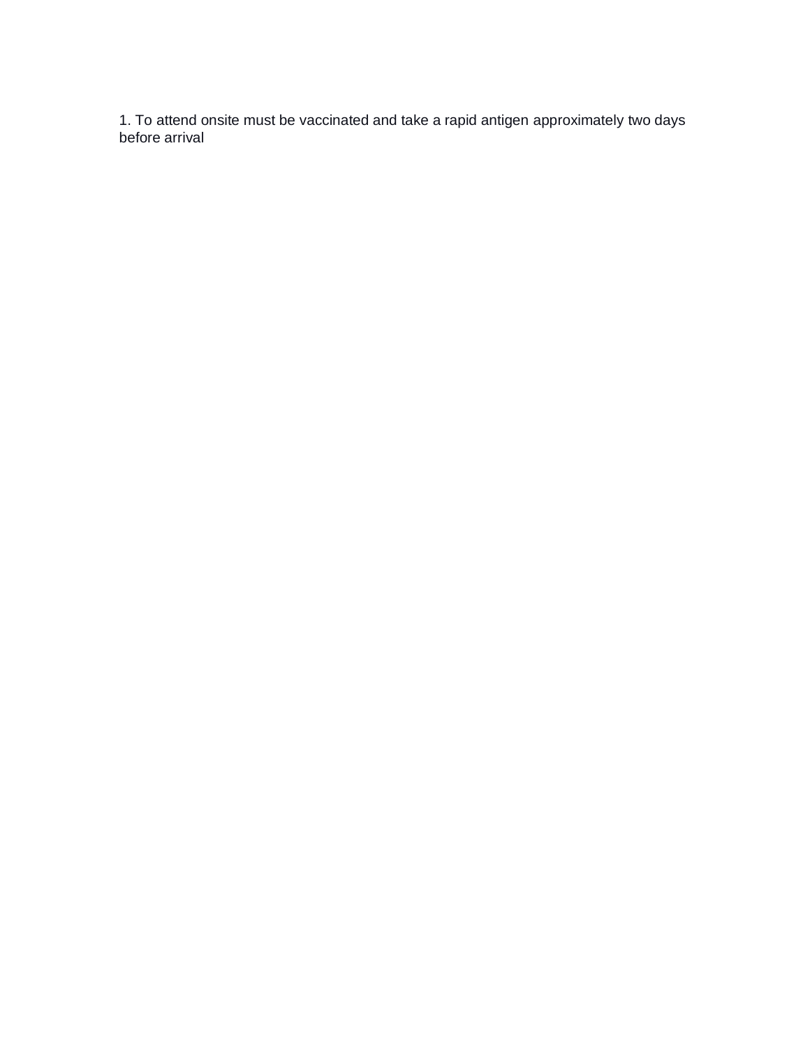1. To attend onsite must be vaccinated and take a rapid antigen approximately two days before arrival